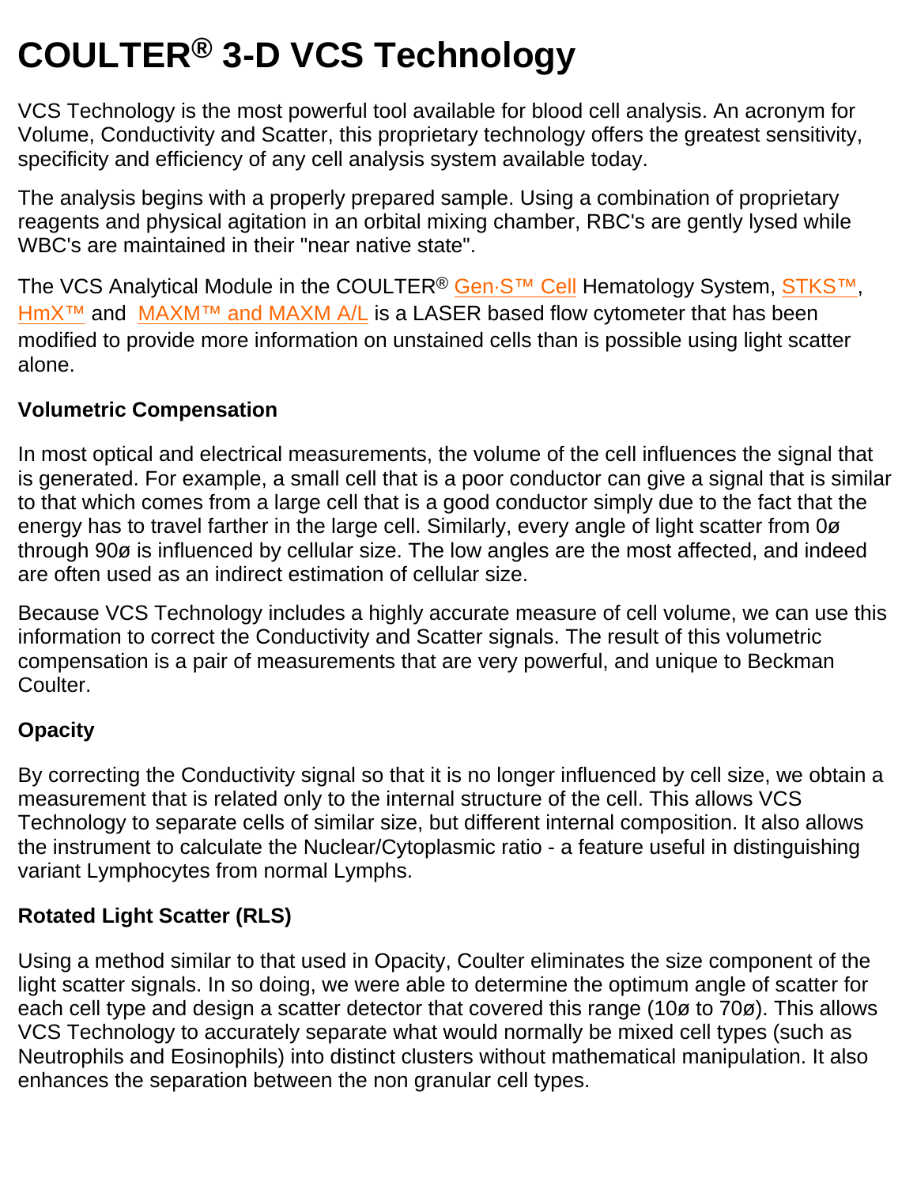# COULTER® 3-D VCS Technology

VCS Technology is the most powerful tool available for blood cell analysis. An acronym for Volume, Conductivity and Scatter, this proprietary technology offers the greatest sensitivity, specificity and efficiency of any cell analysis system available today.

The analysis begins with a properly prepared sample. Using a combination of proprietary reagents and physical agitation in an orbital mixing chamber, RBC's are gently lysed while WBC's are maintained in their "near native state".

The VCS Analytical Module in the COULTER® Gen·S™ Cell Hematology System, STKS™, HmX™ and MAXM™ and MAXM A/L is a LASER based flow cytometer that has been modified to provide more information on unstained cells than is possible using light scatter alone.

### Volumetric Compensation

In most optical and electrical measurements, the volume of the cell influences the signal that is generated. For example, a small cell that is a poor conductor can give a signal that is similar to that which comes from a large cell that is a good conductor simply due to the fact that the energy has to travel farther in the large cell. Similarly, every angle of light scatter from 0ø through 90ø is influenced by cellular size. The low angles are the most affected, and indeed are often used as an indirect estimation of cellular size.

Because VCS Technology includes a highly accurate measure of cell volume, we can use this information to correct the Conductivity and Scatter signals. The result of this volumetric compensation is a pair of measurements that are very powerful, and unique to Beckman Coulter.

### Opacity

By correcting the Conductivity signal so that it is no longer influenced by cell size, we obtain a measurement that is related only to the internal structure of the cell. This allows VCS Technology to separate cells of similar size, but different internal composition. It also allows the instrument to calculate the Nuclear/Cytoplasmic ratio - a feature useful in distinguishing variant Lymphocytes from normal Lymphs.

### Rotated Light Scatter (RLS)

Using a method similar to that used in Opacity, Coulter eliminates the size component of the light scatter signals. In so doing, we were able to determine the optimum angle of scatter for each cell type and design a scatter detector that covered this range (10ø to 70ø). This allows VCS Technology to accurately separate what would normally be mixed cell types (such as Neutrophils and Eosinophils) into distinct clusters without mathematical manipulation. It also enhances the separation between the non granular cell types.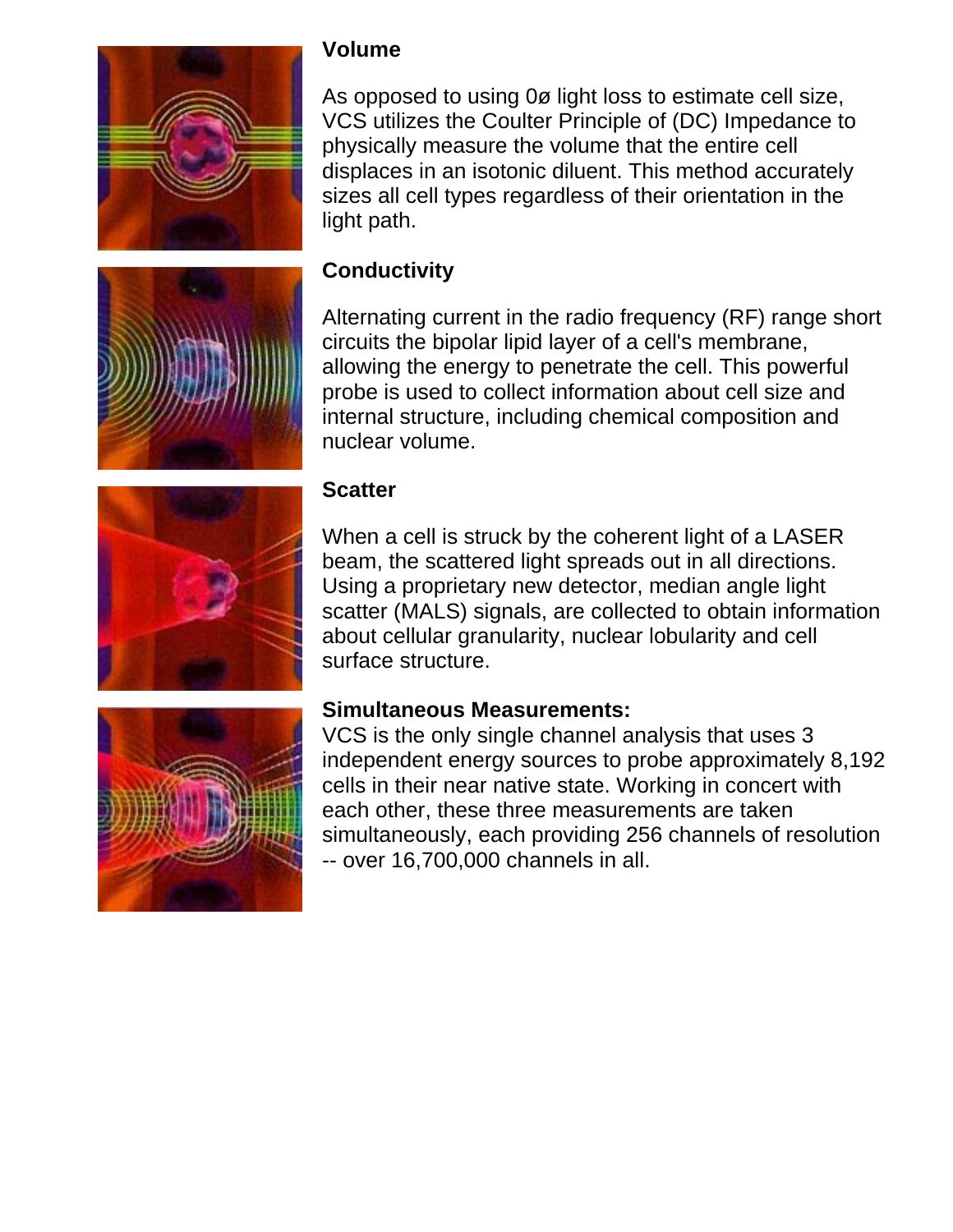### Volume

As opposed to using 0ø light loss to estimate cell size, VCS utilizes the Coulter Principle of (DC) Impedance to physically measure the volume that the entire cell displaces in an isotonic diluent. This method accurately sizes all cell types regardless of their orientation in the light path.

### Conductivity

Alternating current in the radio frequency (RF) range short circuits the bipolar lipid layer of a cell's membrane, allowing the energy to penetrate the cell. This powerful probe is used to collect information about cell size and internal structure, including chemical composition and nuclear volume.

### Scatter

When a cell is struck by the coherent light of a LASER beam, the scattered light spreads out in all directions. Using a proprietary new detector, median angle light scatter (MALS) signals, are collected to obtain information about cellular granularity, nuclear lobularity and cell surface structure.

### Simultaneous Measurements:

VCS is the only single channel analysis that uses 3 independent energy sources to probe approximately 8,192 cells in their near native state. Working in concert with each other, these three measurements are taken simultaneously, each providing 256 channels of resolution -- over 16,700,000 channels in all.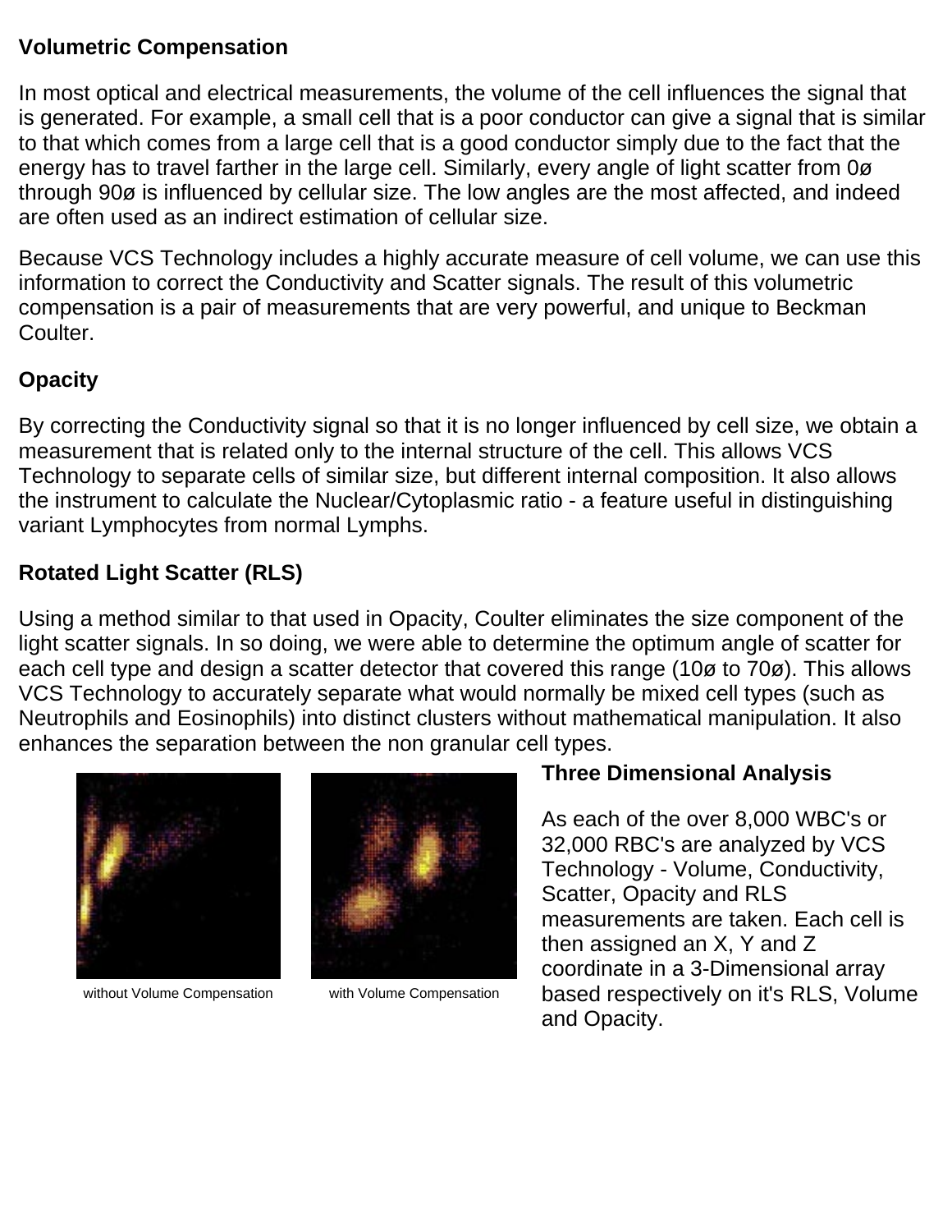**Volumetric Compensation**

In most optical and electrical measurements, the volume of the cell influences the signal that is generated. For example, a small cell that is a poor conductor can give a signal that is similar to that which comes from a large cell that is a good conductor simply due to the fact that the energy has to travel farther in the large cell. Similarly, every angle of light scatter from 0ø through 90ø is influenced by cellular size. The low angles are the most affected, and indeed are often used as an indirect estimation of cellular size.

Because VCS Technology includes a highly accurate measure of cell volume, we can use this information to correct the Conductivity and Scatter signals. The result of this volumetric compensation is a pair of measurements that are very powerful, and unique to Beckman Coulter.

**Opacity**

By correcting the Conductivity signal so that it is no longer influenced by cell size, we obtain a measurement that is related only to the internal structure of the cell. This allows VCS Technology to separate cells of similar size, but different internal composition. It also allows the instrument to calculate the Nuclear/Cytoplasmic ratio - a feature useful in distinguishing variant Lymphocytes from normal Lymphs.

**Rotated Light Scatter (RLS)**

Using a method similar to that used in Opacity, Coulter eliminates the size component of the light scatter signals. In so doing, we were able to determine the optimum angle of scatter for each cell type and design a scatter detector that covered this range (10ø to 70ø). This allows VCS Technology to accurately separate what would normally be mixed cell types (such as Neutrophils and Eosinophils) into distinct clusters without mathematical manipulation. It also enhances the separation between the non granular cell types.

without Volume Compensation

with Volume Compensation

**Three Dimensional Analysis**

As each of the over 8,000 WBC's or 32,000 RBC's are analyzed by VCS Technology - Volume, Conductivity, Scatter, Opacity and RLS measurements are taken. Each cell is then assigned an X, Y and Z coordinate in a 3-Dimensional array based respectively on it's RLS, Volume and Opacity.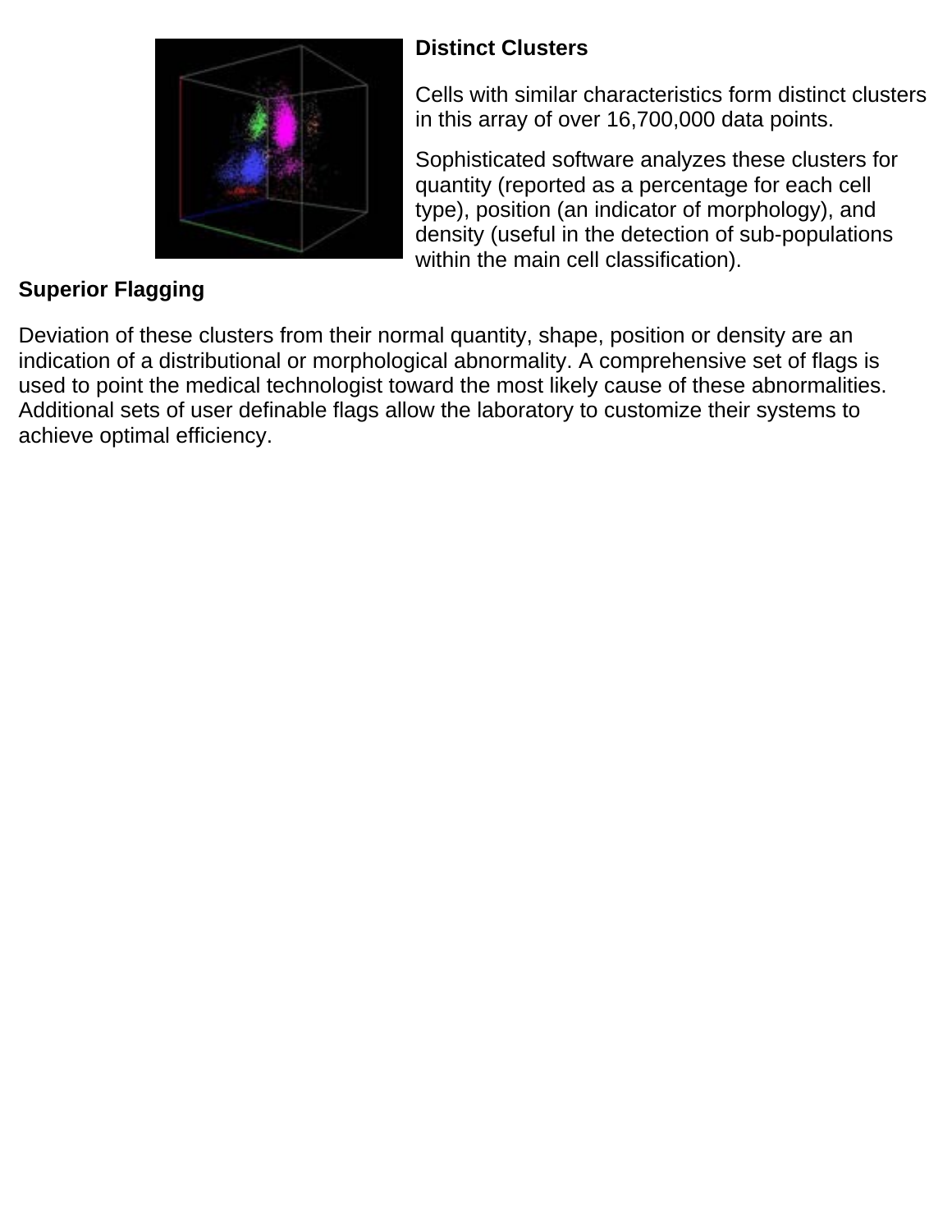### Distinct Clusters

Cells with similar characteristics form distinct clusters in this array of over 16,700,000 data points.

Sophisticated software analyzes these clusters for quantity (reported as a percentage for each cell type), position (an indicator of morphology), and density (useful in the detection of sub-populations within the main cell classification).

### Superior Flagging

Deviation of these clusters from their normal quantity, shape, position or density are an indication of a distributional or morphological abnormality. A comprehensive set of flags is used to point the medical technologist toward the most likely cause of these abnormalities. Additional sets of user definable flags allow the laboratory to customize their systems to achieve optimal efficiency.